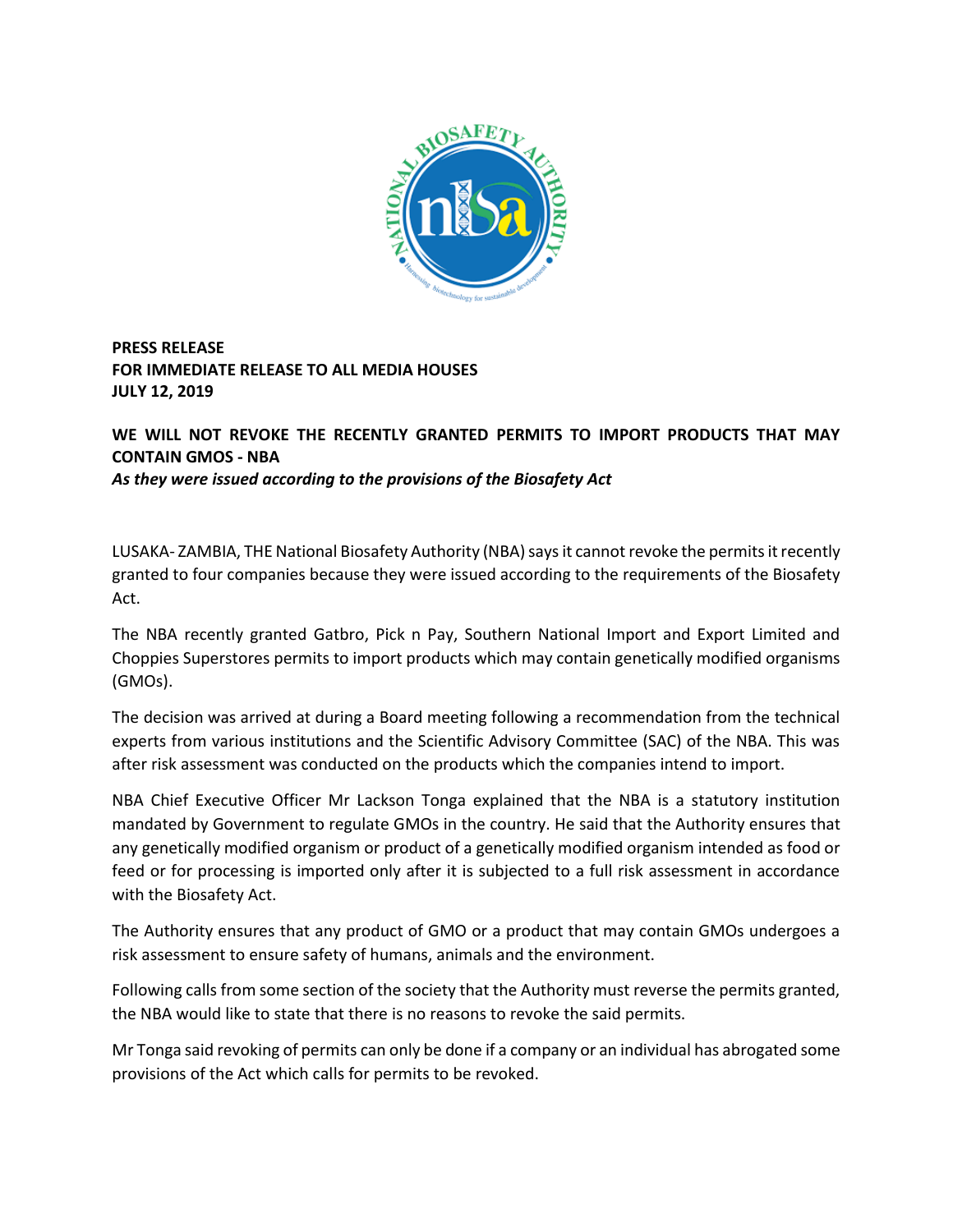**PRESS RELEASE**
**FOR IMMEDIATE RELEASE TO ALL MEDIA HOUSES**
**JULY 12, 2019**

# WE WILL NOT REVOKE THE RECENTLY GRANTED PERMITS TO IMPORT PRODUCTS THAT MAY CONTAIN GMOS - NBA

***As they were issued according to the provisions of the Biosafety Act***

LUSAKA- ZAMBIA, THE National Biosafety Authority (NBA) says it cannot revoke the permits it recently granted to four companies because they were issued according to the requirements of the Biosafety Act.

The NBA recently granted Gatbro, Pick n Pay, Southern National Import and Export Limited and Choppies Superstores permits to import products which may contain genetically modified organisms (GMOs).

The decision was arrived at during a Board meeting following a recommendation from the technical experts from various institutions and the Scientific Advisory Committee (SAC) of the NBA. This was after risk assessment was conducted on the products which the companies intend to import.

NBA Chief Executive Officer Mr Lackson Tonga explained that the NBA is a statutory institution mandated by Government to regulate GMOs in the country. He said that the Authority ensures that any genetically modified organism or product of a genetically modified organism intended as food or feed or for processing is imported only after it is subjected to a full risk assessment in accordance with the Biosafety Act.

The Authority ensures that any product of GMO or a product that may contain GMOs undergoes a risk assessment to ensure safety of humans, animals and the environment.

Following calls from some section of the society that the Authority must reverse the permits granted, the NBA would like to state that there is no reasons to revoke the said permits.

Mr Tonga said revoking of permits can only be done if a company or an individual has abrogated some provisions of the Act which calls for permits to be revoked.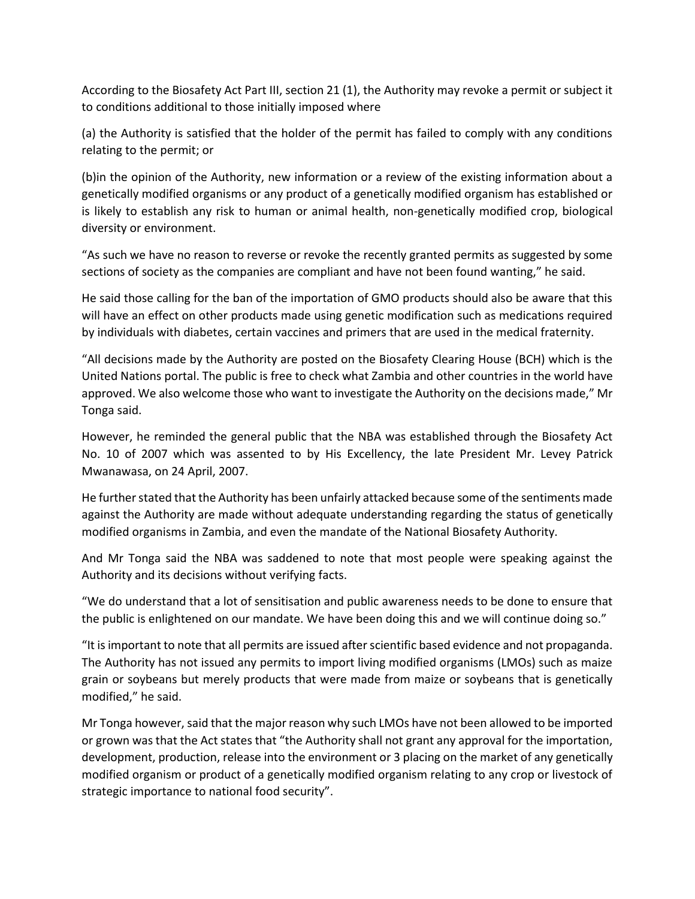According to the Biosafety Act Part III, section 21 (1), the Authority may revoke a permit or subject it to conditions additional to those initially imposed where

(a) the Authority is satisfied that the holder of the permit has failed to comply with any conditions relating to the permit; or

(b)in the opinion of the Authority, new information or a review of the existing information about a genetically modified organisms or any product of a genetically modified organism has established or is likely to establish any risk to human or animal health, non-genetically modified crop, biological diversity or environment.

"As such we have no reason to reverse or revoke the recently granted permits as suggested by some sections of society as the companies are compliant and have not been found wanting," he said.

He said those calling for the ban of the importation of GMO products should also be aware that this will have an effect on other products made using genetic modification such as medications required by individuals with diabetes, certain vaccines and primers that are used in the medical fraternity.

"All decisions made by the Authority are posted on the Biosafety Clearing House (BCH) which is the United Nations portal. The public is free to check what Zambia and other countries in the world have approved. We also welcome those who want to investigate the Authority on the decisions made," Mr Tonga said.

However, he reminded the general public that the NBA was established through the Biosafety Act No. 10 of 2007 which was assented to by His Excellency, the late President Mr. Levey Patrick Mwanawasa, on 24 April, 2007.

He further stated that the Authority has been unfairly attacked because some of the sentiments made against the Authority are made without adequate understanding regarding the status of genetically modified organisms in Zambia, and even the mandate of the National Biosafety Authority.

And Mr Tonga said the NBA was saddened to note that most people were speaking against the Authority and its decisions without verifying facts.

"We do understand that a lot of sensitisation and public awareness needs to be done to ensure that the public is enlightened on our mandate. We have been doing this and we will continue doing so."

"It is important to note that all permits are issued after scientific based evidence and not propaganda. The Authority has not issued any permits to import living modified organisms (LMOs) such as maize grain or soybeans but merely products that were made from maize or soybeans that is genetically modified," he said.

Mr Tonga however, said that the major reason why such LMOs have not been allowed to be imported or grown was that the Act states that "the Authority shall not grant any approval for the importation, development, production, release into the environment or 3 placing on the market of any genetically modified organism or product of a genetically modified organism relating to any crop or livestock of strategic importance to national food security".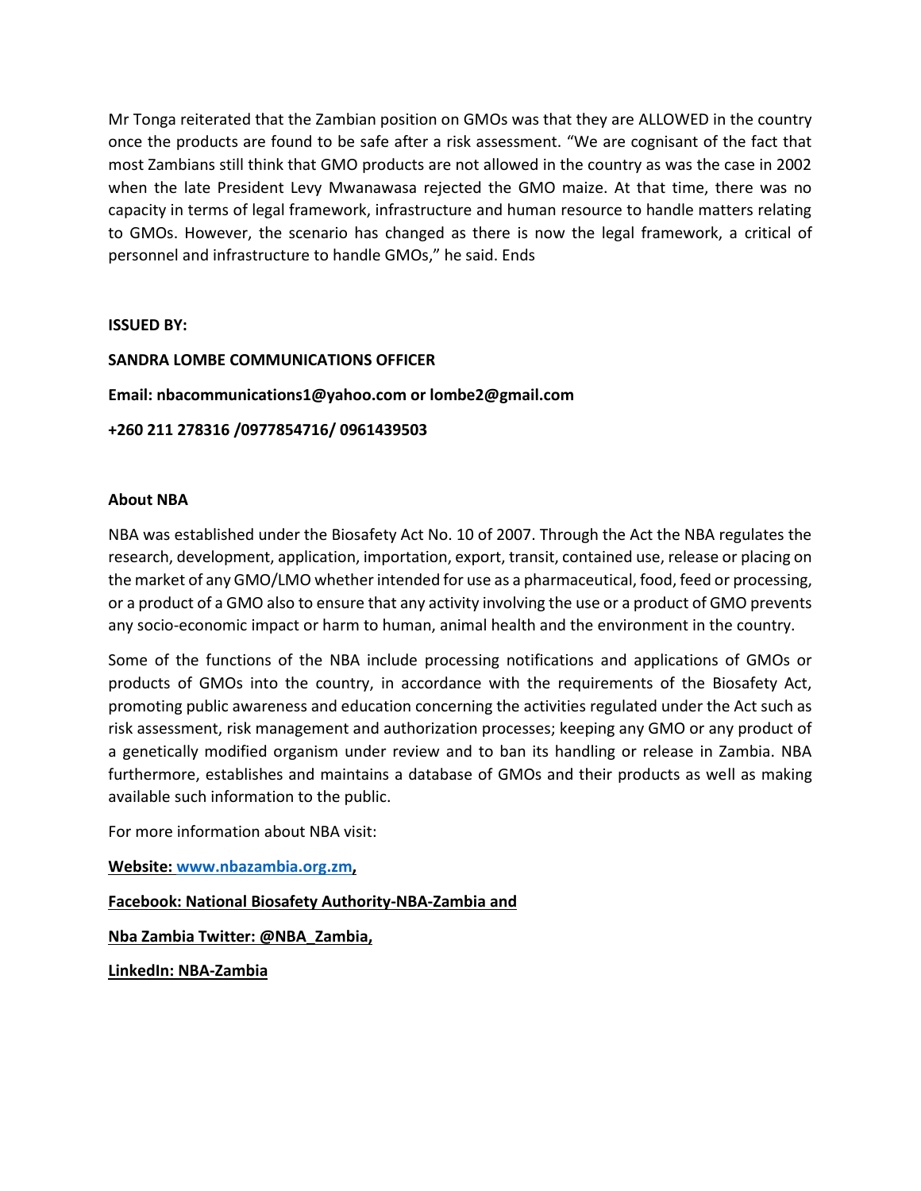Mr Tonga reiterated that the Zambian position on GMOs was that they are ALLOWED in the country once the products are found to be safe after a risk assessment. "We are cognisant of the fact that most Zambians still think that GMO products are not allowed in the country as was the case in 2002 when the late President Levy Mwanawasa rejected the GMO maize. At that time, there was no capacity in terms of legal framework, infrastructure and human resource to handle matters relating to GMOs. However, the scenario has changed as there is now the legal framework, a critical of personnel and infrastructure to handle GMOs," he said. Ends

**ISSUED BY:**

**SANDRA LOMBE COMMUNICATIONS OFFICER**

**Email: nbacommunications1@yahoo.com or lombe2@gmail.com**

**+260 211 278316 /0977854716/ 0961439503**

**About NBA**

NBA was established under the Biosafety Act No. 10 of 2007. Through the Act the NBA regulates the research, development, application, importation, export, transit, contained use, release or placing on the market of any GMO/LMO whether intended for use as a pharmaceutical, food, feed or processing, or a product of a GMO also to ensure that any activity involving the use or a product of GMO prevents any socio-economic impact or harm to human, animal health and the environment in the country.

Some of the functions of the NBA include processing notifications and applications of GMOs or products of GMOs into the country, in accordance with the requirements of the Biosafety Act, promoting public awareness and education concerning the activities regulated under the Act such as risk assessment, risk management and authorization processes; keeping any GMO or any product of a genetically modified organism under review and to ban its handling or release in Zambia. NBA furthermore, establishes and maintains a database of GMOs and their products as well as making available such information to the public.

For more information about NBA visit:

**Website: www.nbazambia.org.zm,**

**Facebook: National Biosafety Authority-NBA-Zambia and**

**Nba Zambia Twitter: @NBA_Zambia,**

**LinkedIn: NBA-Zambia**